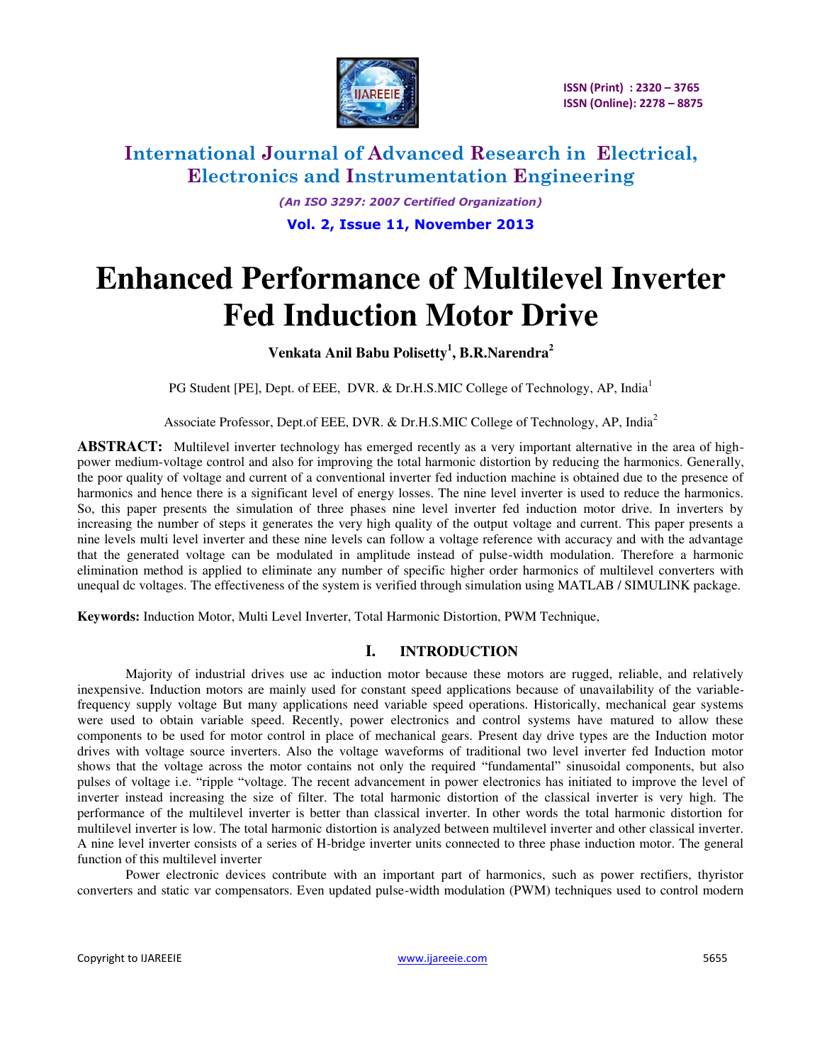# Enhanced Performance of Multilevel Inverter Fed Induction Motor Drive

**Venkata Anil Babu Polisetty[1], B.R.Narendra[2]**

PG Student [PE], Dept. of EEE, DVR. & Dr.H.S.MIC College of Technology, AP, India[1]

Associate Professor, Dept.of EEE, DVR. & Dr.H.S.MIC College of Technology, AP, India[2]

**ABSTRACT:** Multilevel inverter technology has emerged recently as a very important alternative in the area of high-power medium-voltage control and also for improving the total harmonic distortion by reducing the harmonics. Generally, the poor quality of voltage and current of a conventional inverter fed induction machine is obtained due to the presence of harmonics and hence there is a significant level of energy losses. The nine level inverter is used to reduce the harmonics. So, this paper presents the simulation of three phases nine level inverter fed induction motor drive. In inverters by increasing the number of steps it generates the very high quality of the output voltage and current. This paper presents a nine levels multi level inverter and these nine levels can follow a voltage reference with accuracy and with the advantage that the generated voltage can be modulated in amplitude instead of pulse-width modulation. Therefore a harmonic elimination method is applied to eliminate any number of specific higher order harmonics of multilevel converters with unequal dc voltages. The effectiveness of the system is verified through simulation using MATLAB / SIMULINK package.

**Keywords:** Induction Motor, Multi Level Inverter, Total Harmonic Distortion, PWM Technique,

## I. INTRODUCTION

Majority of industrial drives use ac induction motor because these motors are rugged, reliable, and relatively inexpensive. Induction motors are mainly used for constant speed applications because of unavailability of the variable-frequency supply voltage But many applications need variable speed operations. Historically, mechanical gear systems were used to obtain variable speed. Recently, power electronics and control systems have matured to allow these components to be used for motor control in place of mechanical gears. Present day drive types are the Induction motor drives with voltage source inverters. Also the voltage waveforms of traditional two level inverter fed Induction motor shows that the voltage across the motor contains not only the required "fundamental" sinusoidal components, but also pulses of voltage i.e. "ripple "voltage. The recent advancement in power electronics has initiated to improve the level of inverter instead increasing the size of filter. The total harmonic distortion of the classical inverter is very high. The performance of the multilevel inverter is better than classical inverter. In other words the total harmonic distortion for multilevel inverter is low. The total harmonic distortion is analyzed between multilevel inverter and other classical inverter. A nine level inverter consists of a series of H-bridge inverter units connected to three phase induction motor. The general function of this multilevel inverter

Power electronic devices contribute with an important part of harmonics, such as power rectifiers, thyristor converters and static var compensators. Even updated pulse-width modulation (PWM) techniques used to control modern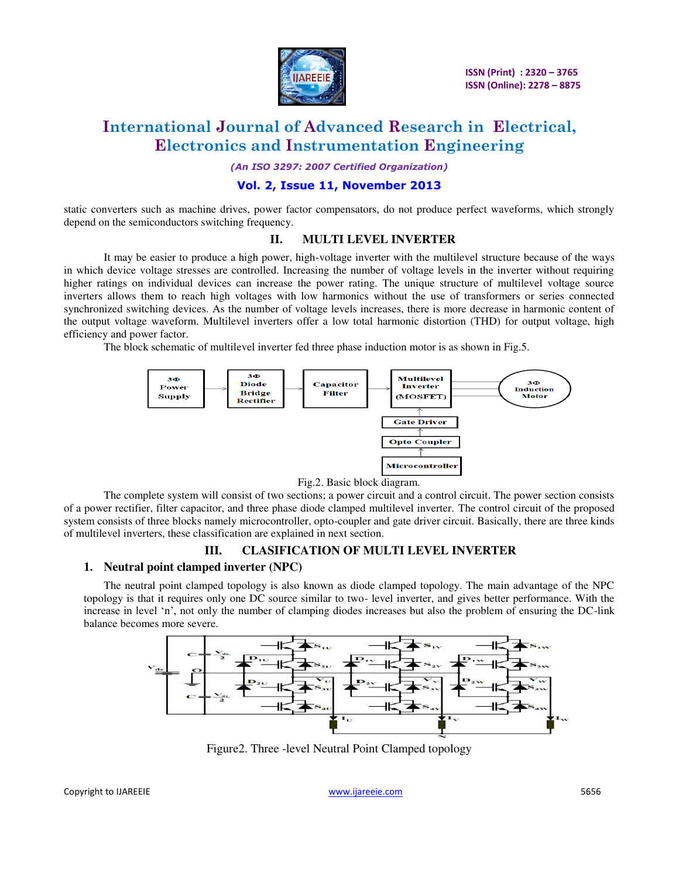static converters such as machine drives, power factor compensators, do not produce perfect waveforms, which strongly depend on the semiconductors switching frequency.

## II. MULTI LEVEL INVERTER

It may be easier to produce a high power, high-voltage inverter with the multilevel structure because of the ways in which device voltage stresses are controlled. Increasing the number of voltage levels in the inverter without requiring higher ratings on individual devices can increase the power rating. The unique structure of multilevel voltage source inverters allows them to reach high voltages with low harmonics without the use of transformers or series connected synchronized switching devices. As the number of voltage levels increases, there is more decrease in harmonic content of the output voltage waveform. Multilevel inverters offer a low total harmonic distortion (THD) for output voltage, high efficiency and power factor.

The block schematic of multilevel inverter fed three phase induction motor is as shown in Fig.5.

Fig.2. Basic block diagram.

The complete system will consist of two sections; a power circuit and a control circuit. The power section consists of a power rectifier, filter capacitor, and three phase diode clamped multilevel inverter. The control circuit of the proposed system consists of three blocks namely microcontroller, opto-coupler and gate driver circuit. Basically, there are three kinds of multilevel inverters, these classification are explained in next section.

## III. CLASIFICATION OF MULTI LEVEL INVERTER

### 1. Neutral point clamped inverter (NPC)

The neutral point clamped topology is also known as diode clamped topology. The main advantage of the NPC topology is that it requires only one DC source similar to two- level inverter, and gives better performance. With the increase in level 'n', not only the number of clamping diodes increases but also the problem of ensuring the DC-link balance becomes more severe.

Figure2. Three -level Neutral Point Clamped topology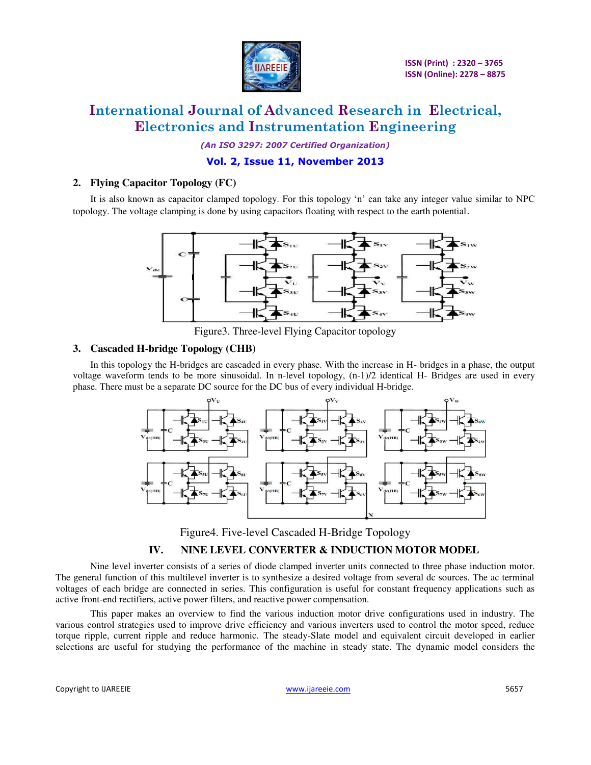## 2. Flying Capacitor Topology (FC)

It is also known as capacitor clamped topology. For this topology 'n' can take any integer value similar to NPC topology. The voltage clamping is done by using capacitors floating with respect to the earth potential.

Figure3. Three-level Flying Capacitor topology

## 3. Cascaded H-bridge Topology (CHB)

In this topology the H-bridges are cascaded in every phase. With the increase in H- bridges in a phase, the output voltage waveform tends to be more sinusoidal. In n-level topology, (n-1)/2 identical H- Bridges are used in every phase. There must be a separate DC source for the DC bus of every individual H-bridge.

Figure4. Five-level Cascaded H-Bridge Topology

# IV. NINE LEVEL CONVERTER & INDUCTION MOTOR MODEL

Nine level inverter consists of a series of diode clamped inverter units connected to three phase induction motor. The general function of this multilevel inverter is to synthesize a desired voltage from several dc sources. The ac terminal voltages of each bridge are connected in series. This configuration is useful for constant frequency applications such as active front-end rectifiers, active power filters, and reactive power compensation.

This paper makes an overview to find the various induction motor drive configurations used in industry. The various control strategies used to improve drive efficiency and various inverters used to control the motor speed, reduce torque ripple, current ripple and reduce harmonic. The steady-Slate model and equivalent circuit developed in earlier selections are useful for studying the performance of the machine in steady state. The dynamic model considers the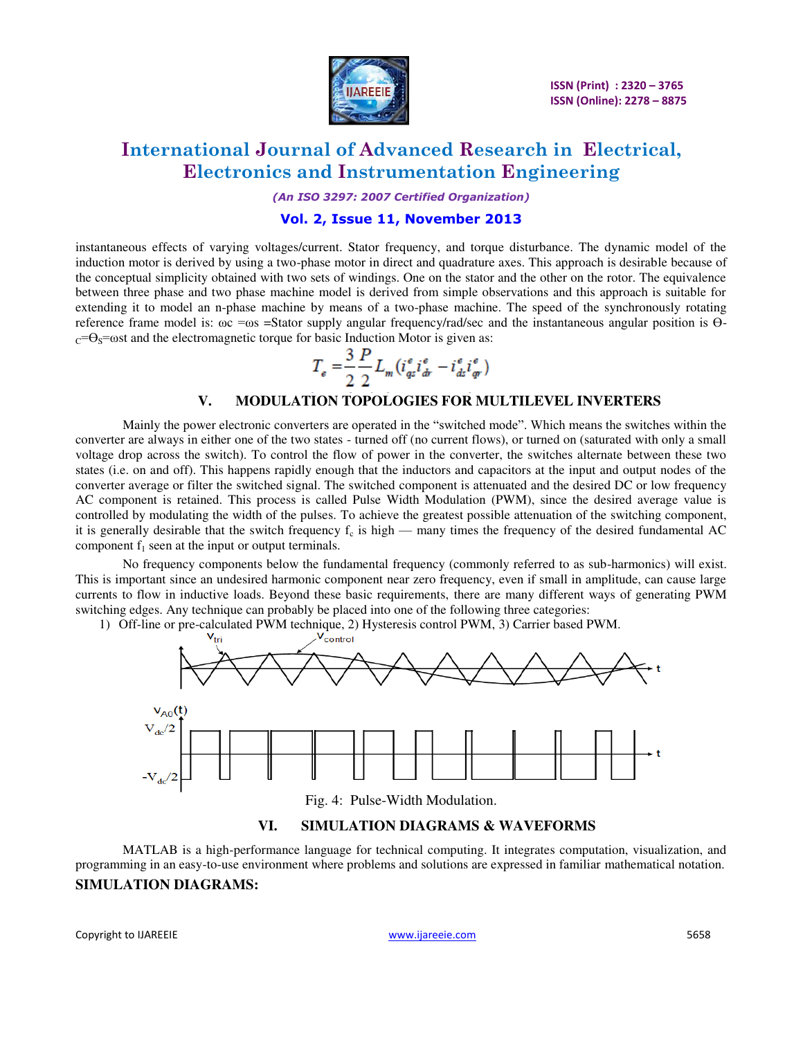instantaneous effects of varying voltages/current. Stator frequency, and torque disturbance. The dynamic model of the induction motor is derived by using a two-phase motor in direct and quadrature axes. This approach is desirable because of the conceptual simplicity obtained with two sets of windings. One on the stator and the other on the rotor. The equivalence between three phase and two phase machine model is derived from simple observations and this approach is suitable for extending it to model an n-phase machine by means of a two-phase machine. The speed of the synchronously rotating reference frame model is: $\omega c = \omega s$ =Stator supply angular frequency/rad/sec and the instantaneous angular position is $\Theta_C = \Theta_S = \omega st$ and the electromagnetic torque for basic Induction Motor is given as:

$$T_e = \frac{3}{2}\frac{P}{2}L_m(i_{qs}^e i_{dr}^e - i_{ds}^e i_{qr}^e)$$

## V. MODULATION TOPOLOGIES FOR MULTILEVEL INVERTERS

Mainly the power electronic converters are operated in the "switched mode". Which means the switches within the converter are always in either one of the two states - turned off (no current flows), or turned on (saturated with only a small voltage drop across the switch). To control the flow of power in the converter, the switches alternate between these two states (i.e. on and off). This happens rapidly enough that the inductors and capacitors at the input and output nodes of the converter average or filter the switched signal. The switched component is attenuated and the desired DC or low frequency AC component is retained. This process is called Pulse Width Modulation (PWM), since the desired average value is controlled by modulating the width of the pulses. To achieve the greatest possible attenuation of the switching component, it is generally desirable that the switch frequency $f_c$ is high — many times the frequency of the desired fundamental AC component $f_1$ seen at the input or output terminals.

No frequency components below the fundamental frequency (commonly referred to as sub-harmonics) will exist. This is important since an undesired harmonic component near zero frequency, even if small in amplitude, can cause large currents to flow in inductive loads. Beyond these basic requirements, there are many different ways of generating PWM switching edges. Any technique can probably be placed into one of the following three categories:

1) Off-line or pre-calculated PWM technique, 2) Hysteresis control PWM, 3) Carrier based PWM.

Fig. 4: Pulse-Width Modulation.

## VI. SIMULATION DIAGRAMS & WAVEFORMS

MATLAB is a high-performance language for technical computing. It integrates computation, visualization, and programming in an easy-to-use environment where problems and solutions are expressed in familiar mathematical notation.

### SIMULATION DIAGRAMS: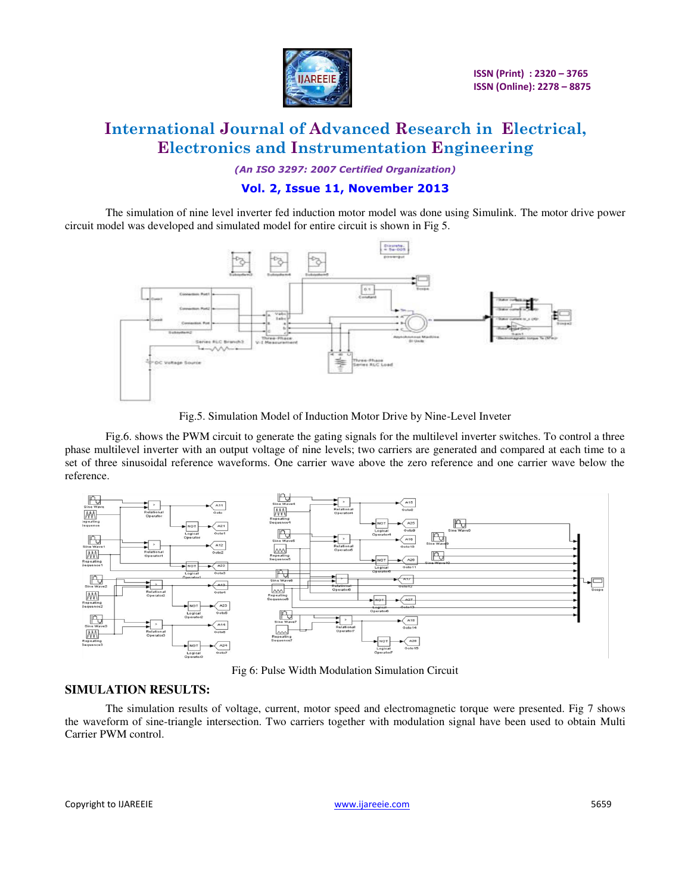The simulation of nine level inverter fed induction motor model was done using Simulink. The motor drive power circuit model was developed and simulated model for entire circuit is shown in Fig 5.

Fig.5. Simulation Model of Induction Motor Drive by Nine-Level Inveter

Fig.6. shows the PWM circuit to generate the gating signals for the multilevel inverter switches. To control a three phase multilevel inverter with an output voltage of nine levels; two carriers are generated and compared at each time to a set of three sinusoidal reference waveforms. One carrier wave above the zero reference and one carrier wave below the reference.

Fig 6: Pulse Width Modulation Simulation Circuit

## SIMULATION RESULTS:

The simulation results of voltage, current, motor speed and electromagnetic torque were presented. Fig 7 shows the waveform of sine-triangle intersection. Two carriers together with modulation signal have been used to obtain Multi Carrier PWM control.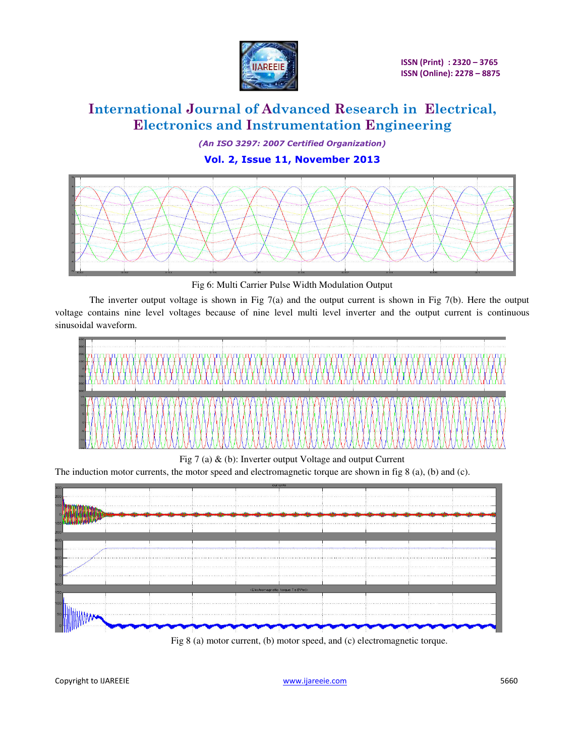Fig 6: Multi Carrier Pulse Width Modulation Output

The inverter output voltage is shown in Fig 7(a) and the output current is shown in Fig 7(b). Here the output voltage contains nine level voltages because of nine level multi level inverter and the output current is continuous sinusoidal waveform.

Fig 7 (a) & (b): Inverter output Voltage and output Current

The induction motor currents, the motor speed and electromagnetic torque are shown in fig 8 (a), (b) and (c).

Fig 8 (a) motor current, (b) motor speed, and (c) electromagnetic torque.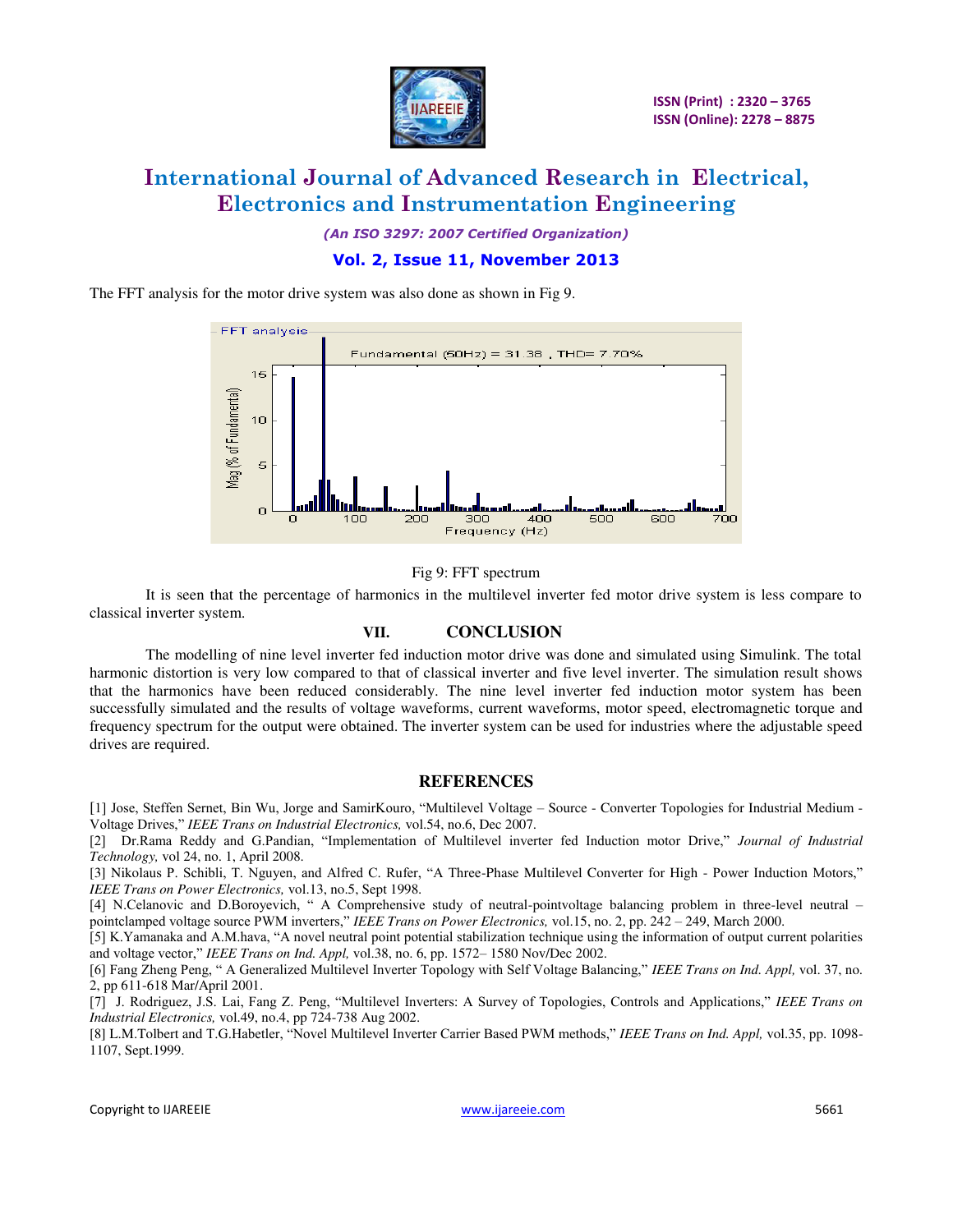The FFT analysis for the motor drive system was also done as shown in Fig 9.

FFT analysis

Fundamental (50Hz) = 31.38 , THD= 7.70%

Mag (% of Fundamental)

0 5 10 15

0 100 200 300 400 500 600 700

Frequency (Hz)

Fig 9: FFT spectrum

It is seen that the percentage of harmonics in the multilevel inverter fed motor drive system is less compare to classical inverter system.

## VII. CONCLUSION

The modelling of nine level inverter fed induction motor drive was done and simulated using Simulink. The total harmonic distortion is very low compared to that of classical inverter and five level inverter. The simulation result shows that the harmonics have been reduced considerably. The nine level inverter fed induction motor system has been successfully simulated and the results of voltage waveforms, current waveforms, motor speed, electromagnetic torque and frequency spectrum for the output were obtained. The inverter system can be used for industries where the adjustable speed drives are required.

## REFERENCES

[1] Jose, Steffen Sernet, Bin Wu, Jorge and SamirKouro, "Multilevel Voltage – Source - Converter Topologies for Industrial Medium - Voltage Drives," *IEEE Trans on Industrial Electronics,* vol.54, no.6, Dec 2007.

[2] Dr.Rama Reddy and G.Pandian, "Implementation of Multilevel inverter fed Induction motor Drive," *Journal of Industrial Technology,* vol 24, no. 1, April 2008.

[3] Nikolaus P. Schibli, T. Nguyen, and Alfred C. Rufer, "A Three-Phase Multilevel Converter for High - Power Induction Motors," *IEEE Trans on Power Electronics,* vol.13, no.5, Sept 1998.

[4] N.Celanovic and D.Boroyevich, " A Comprehensive study of neutral-pointvoltage balancing problem in three-level neutral – pointclamped voltage source PWM inverters," *IEEE Trans on Power Electronics,* vol.15, no. 2, pp. 242 – 249, March 2000.

[5] K.Yamanaka and A.M.hava, "A novel neutral point potential stabilization technique using the information of output current polarities and voltage vector," *IEEE Trans on Ind. Appl,* vol.38, no. 6, pp. 1572– 1580 Nov/Dec 2002.

[6] Fang Zheng Peng, " A Generalized Multilevel Inverter Topology with Self Voltage Balancing," *IEEE Trans on Ind. Appl,* vol. 37, no. 2, pp 611-618 Mar/April 2001.

[7] J. Rodriguez, J.S. Lai, Fang Z. Peng, "Multilevel Inverters: A Survey of Topologies, Controls and Applications," *IEEE Trans on Industrial Electronics,* vol.49, no.4, pp 724-738 Aug 2002.

[8] L.M.Tolbert and T.G.Habetler, "Novel Multilevel Inverter Carrier Based PWM methods," *IEEE Trans on Ind. Appl,* vol.35, pp. 1098-1107, Sept.1999.